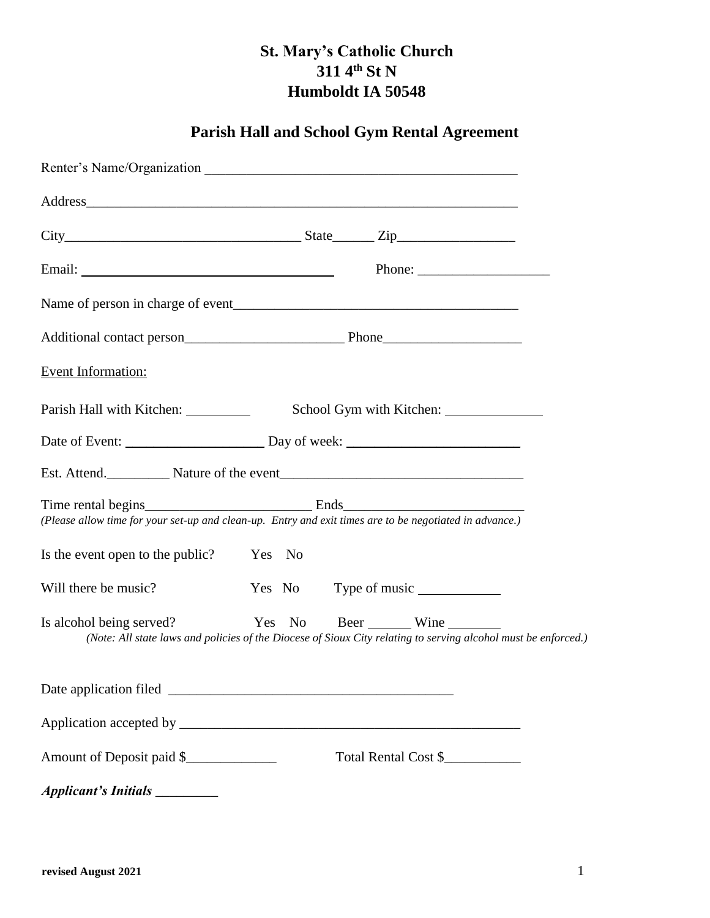# St. Mary's Catholic Church
## 311 4th St N
## Humboldt IA 50548

## Parish Hall and School Gym Rental Agreement

Renter's Name/Organization ______________________________________________

Address_________________________________________________________________

City_________________________________ State______ Zip_________________

Email: ____________________________________ Phone: ___________________

Name of person in charge of event__________________________________________

Additional contact person_______________________ Phone____________________

Event Information:

Parish Hall with Kitchen: _________ School Gym with Kitchen: ______________

Date of Event: ____________________ Day of week: _________________________

Est. Attend._________ Nature of the event___________________________________

Time rental begins________________________ Ends__________________________

*(Please allow time for your set-up and clean-up. Entry and exit times are to be negotiated in advance.)*

Is the event open to the public? Yes No

Will there be music? Yes No Type of music ____________

Is alcohol being served? Yes No Beer ______ Wine ________

*(Note: All state laws and policies of the Diocese of Sioux City relating to serving alcohol must be enforced.)*

Date application filed __________________________________________

Application accepted by __________________________________________________

Amount of Deposit paid $_____________ Total Rental Cost $___________

***Applicant's Initials*** _________

**revised August 2021**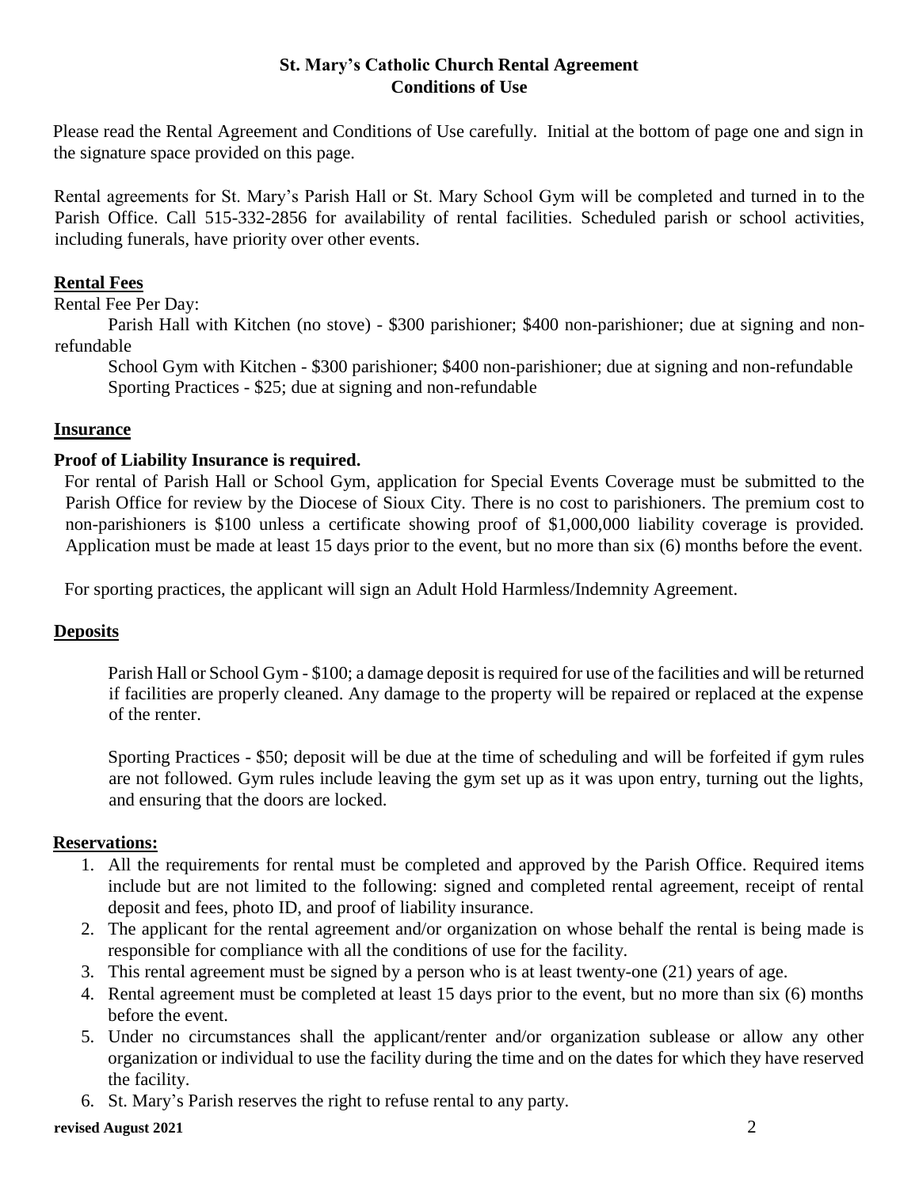# St. Mary's Catholic Church Rental Agreement
## Conditions of Use

Please read the Rental Agreement and Conditions of Use carefully. Initial at the bottom of page one and sign in the signature space provided on this page.

Rental agreements for St. Mary's Parish Hall or St. Mary School Gym will be completed and turned in to the Parish Office. Call 515-332-2856 for availability of rental facilities. Scheduled parish or school activities, including funerals, have priority over other events.

### Rental Fees

Rental Fee Per Day:

Parish Hall with Kitchen (no stove) - $300 parishioner; $400 non-parishioner; due at signing and non-refundable

School Gym with Kitchen - $300 parishioner; $400 non-parishioner; due at signing and non-refundable

Sporting Practices - $25; due at signing and non-refundable

### Insurance

**Proof of Liability Insurance is required.**

For rental of Parish Hall or School Gym, application for Special Events Coverage must be submitted to the Parish Office for review by the Diocese of Sioux City. There is no cost to parishioners. The premium cost to non-parishioners is $100 unless a certificate showing proof of $1,000,000 liability coverage is provided. Application must be made at least 15 days prior to the event, but no more than six (6) months before the event.

For sporting practices, the applicant will sign an Adult Hold Harmless/Indemnity Agreement.

### Deposits

Parish Hall or School Gym - $100; a damage deposit is required for use of the facilities and will be returned if facilities are properly cleaned. Any damage to the property will be repaired or replaced at the expense of the renter.

Sporting Practices - $50; deposit will be due at the time of scheduling and will be forfeited if gym rules are not followed. Gym rules include leaving the gym set up as it was upon entry, turning out the lights, and ensuring that the doors are locked.

### Reservations:

1. All the requirements for rental must be completed and approved by the Parish Office. Required items include but are not limited to the following: signed and completed rental agreement, receipt of rental deposit and fees, photo ID, and proof of liability insurance.
2. The applicant for the rental agreement and/or organization on whose behalf the rental is being made is responsible for compliance with all the conditions of use for the facility.
3. This rental agreement must be signed by a person who is at least twenty-one (21) years of age.
4. Rental agreement must be completed at least 15 days prior to the event, but no more than six (6) months before the event.
5. Under no circumstances shall the applicant/renter and/or organization sublease or allow any other organization or individual to use the facility during the time and on the dates for which they have reserved the facility.
6. St. Mary's Parish reserves the right to refuse rental to any party.

**revised August 2021**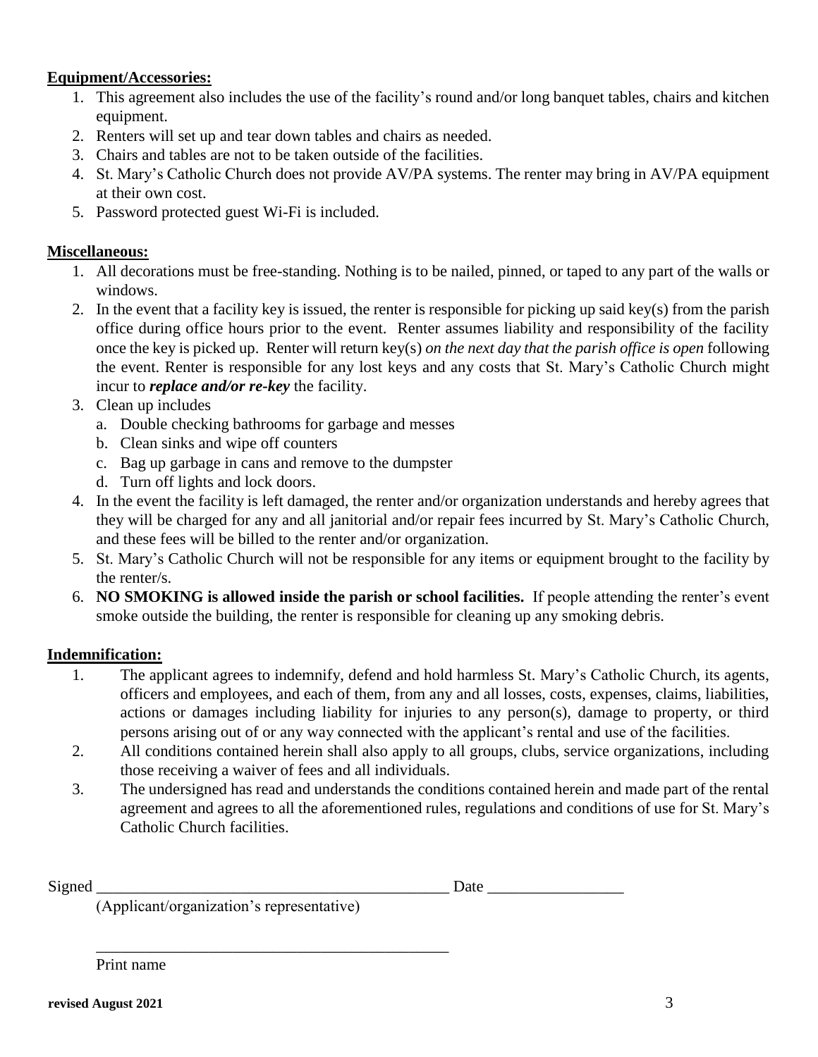**Equipment/Accessories:**

1. This agreement also includes the use of the facility's round and/or long banquet tables, chairs and kitchen equipment.
2. Renters will set up and tear down tables and chairs as needed.
3. Chairs and tables are not to be taken outside of the facilities.
4. St. Mary's Catholic Church does not provide AV/PA systems. The renter may bring in AV/PA equipment at their own cost.
5. Password protected guest Wi-Fi is included.

**Miscellaneous:**

1. All decorations must be free-standing. Nothing is to be nailed, pinned, or taped to any part of the walls or windows.
2. In the event that a facility key is issued, the renter is responsible for picking up said key(s) from the parish office during office hours prior to the event. Renter assumes liability and responsibility of the facility once the key is picked up. Renter will return key(s) *on the next day that the parish office is open* following the event. Renter is responsible for any lost keys and any costs that St. Mary's Catholic Church might incur to ***replace and/or re-key*** the facility.
3. Clean up includes
   a. Double checking bathrooms for garbage and messes
   b. Clean sinks and wipe off counters
   c. Bag up garbage in cans and remove to the dumpster
   d. Turn off lights and lock doors.
4. In the event the facility is left damaged, the renter and/or organization understands and hereby agrees that they will be charged for any and all janitorial and/or repair fees incurred by St. Mary's Catholic Church, and these fees will be billed to the renter and/or organization.
5. St. Mary's Catholic Church will not be responsible for any items or equipment brought to the facility by the renter/s.
6. **NO SMOKING is allowed inside the parish or school facilities.** If people attending the renter's event smoke outside the building, the renter is responsible for cleaning up any smoking debris.

**Indemnification:**

1. The applicant agrees to indemnify, defend and hold harmless St. Mary's Catholic Church, its agents, officers and employees, and each of them, from any and all losses, costs, expenses, claims, liabilities, actions or damages including liability for injuries to any person(s), damage to property, or third persons arising out of or any way connected with the applicant's rental and use of the facilities.
2. All conditions contained herein shall also apply to all groups, clubs, service organizations, including those receiving a waiver of fees and all individuals.
3. The undersigned has read and understands the conditions contained herein and made part of the rental agreement and agrees to all the aforementioned rules, regulations and conditions of use for St. Mary's Catholic Church facilities.

Signed _____________________________________________ Date _________________

(Applicant/organization's representative)

_____________________________________________

Print name

**revised August 2021**